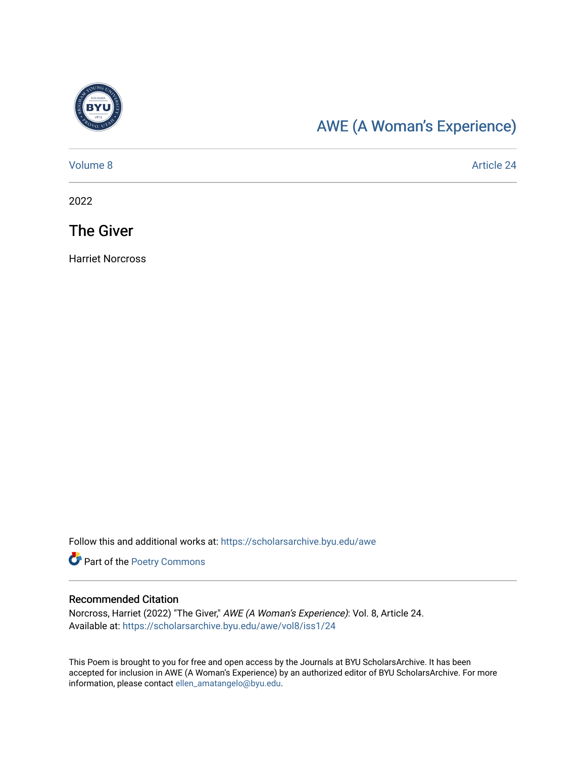[AWE (A Woman's Experience)](https://scholarsarchive.byu.edu/awe)

Volume 8 | Article 24

2022

# The Giver

Harriet Norcross

Follow this and additional works at: https://scholarsarchive.byu.edu/awe

Part of the Poetry Commons

## Recommended Citation

Norcross, Harriet (2022) "The Giver," *AWE (A Woman's Experience)*: Vol. 8, Article 24.
Available at: https://scholarsarchive.byu.edu/awe/vol8/iss1/24

This Poem is brought to you for free and open access by the Journals at BYU ScholarsArchive. It has been accepted for inclusion in AWE (A Woman's Experience) by an authorized editor of BYU ScholarsArchive. For more information, please contact ellen_amatangelo@byu.edu.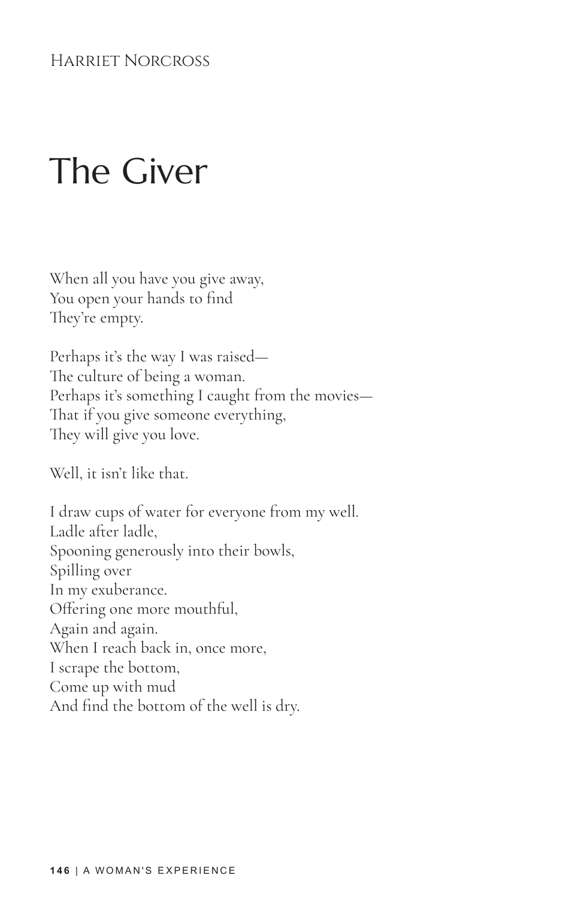Harriet Norcross

# The Giver

When all you have you give away,  
You open your hands to find  
They're empty.

Perhaps it's the way I was raised—  
The culture of being a woman.  
Perhaps it's something I caught from the movies—  
That if you give someone everything,  
They will give you love.

Well, it isn't like that.

I draw cups of water for everyone from my well.  
Ladle after ladle,  
Spooning generously into their bowls,  
Spilling over  
In my exuberance.  
Offering one more mouthful,  
Again and again.  
When I reach back in, once more,  
I scrape the bottom,  
Come up with mud  
And find the bottom of the well is dry.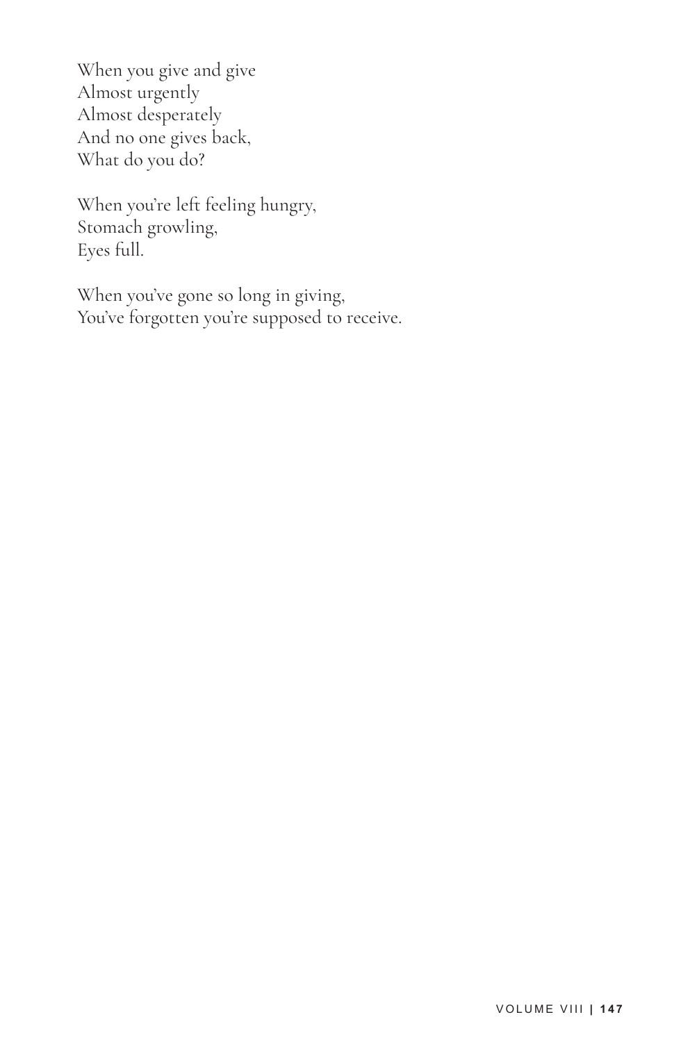When you give and give  
Almost urgently  
Almost desperately  
And no one gives back,  
What do you do?

When you're left feeling hungry,  
Stomach growling,  
Eyes full.

When you've gone so long in giving,  
You've forgotten you're supposed to receive.